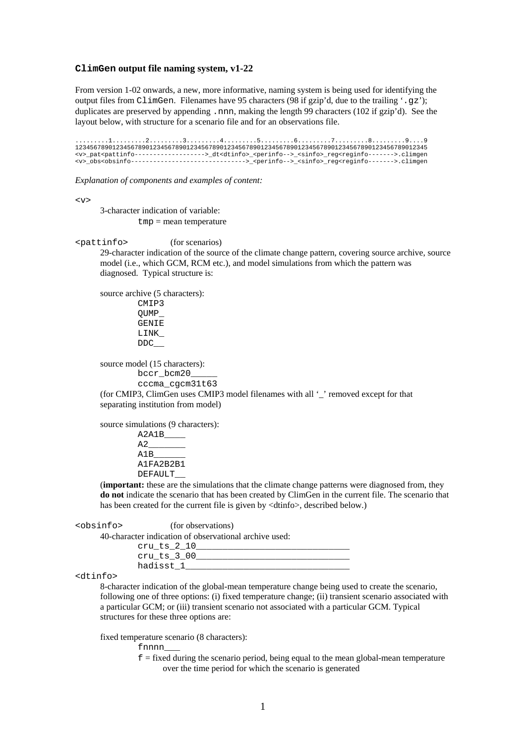## **`ClimGen` output file naming system, v1-22**

From version 1-02 onwards, a new, more informative, naming system is being used for identifying the output files from `ClimGen`. Filenames have 95 characters (98 if gzip'd, due to the trailing '`.gz`'); duplicates are preserved by appending `.nnn`, making the length 99 characters (102 if gzip'd). See the layout below, with structure for a scenario file and for an observations file.

```
.........1.........2.........3.........4.........5.........6.........7.........8.........9....9
12345678901234567890123456789012345678901234567890123456789012345678901234567890123456789012345
<v>_pat<pattinfo------------------->_dt<dtinfo>_<perinfo-->_<sinfo>_reg<reginfo------->.climgen
<v>_obs<obsinfo------------------------------>_<perinfo-->_<sinfo>_reg<reginfo------->.climgen
```

*Explanation of components and examples of content:*

`<v>`

3-character indication of variable:

`tmp` = mean temperature

`<pattinfo>` (for scenarios)

29-character indication of the source of the climate change pattern, covering source archive, source model (i.e., which GCM, RCM etc.), and model simulations from which the pattern was diagnosed. Typical structure is:

source archive (5 characters):

```
CMIP3
QUMP_
GENIE
LINK_
DDC__
```

source model (15 characters):

```
bccr_bcm20_____
cccma_cgcm31t63
```

(for CMIP3, ClimGen uses CMIP3 model filenames with all '_' removed except for that separating institution from model)

source simulations (9 characters):

```
A2A1B____
A2_______
A1B______
A1FA2B2B1
DEFAULT__
```

(**important:** these are the simulations that the climate change patterns were diagnosed from, they **do not** indicate the scenario that has been created by ClimGen in the current file. The scenario that has been created for the current file is given by <dtinfo>, described below.)

`<obsinfo>` (for observations)

40-character indication of observational archive used:

```
cru_ts_2_10________________________________
cru_ts_3_00________________________________
hadisst_1__________________________________
```

`<dtinfo>`

8-character indication of the global-mean temperature change being used to create the scenario, following one of three options: (i) fixed temperature change; (ii) transient scenario associated with a particular GCM; or (iii) transient scenario not associated with a particular GCM. Typical structures for these three options are:

fixed temperature scenario (8 characters):

```
fnnnn___
```

`f` = fixed during the scenario period, being equal to the mean global-mean temperature over the time period for which the scenario is generated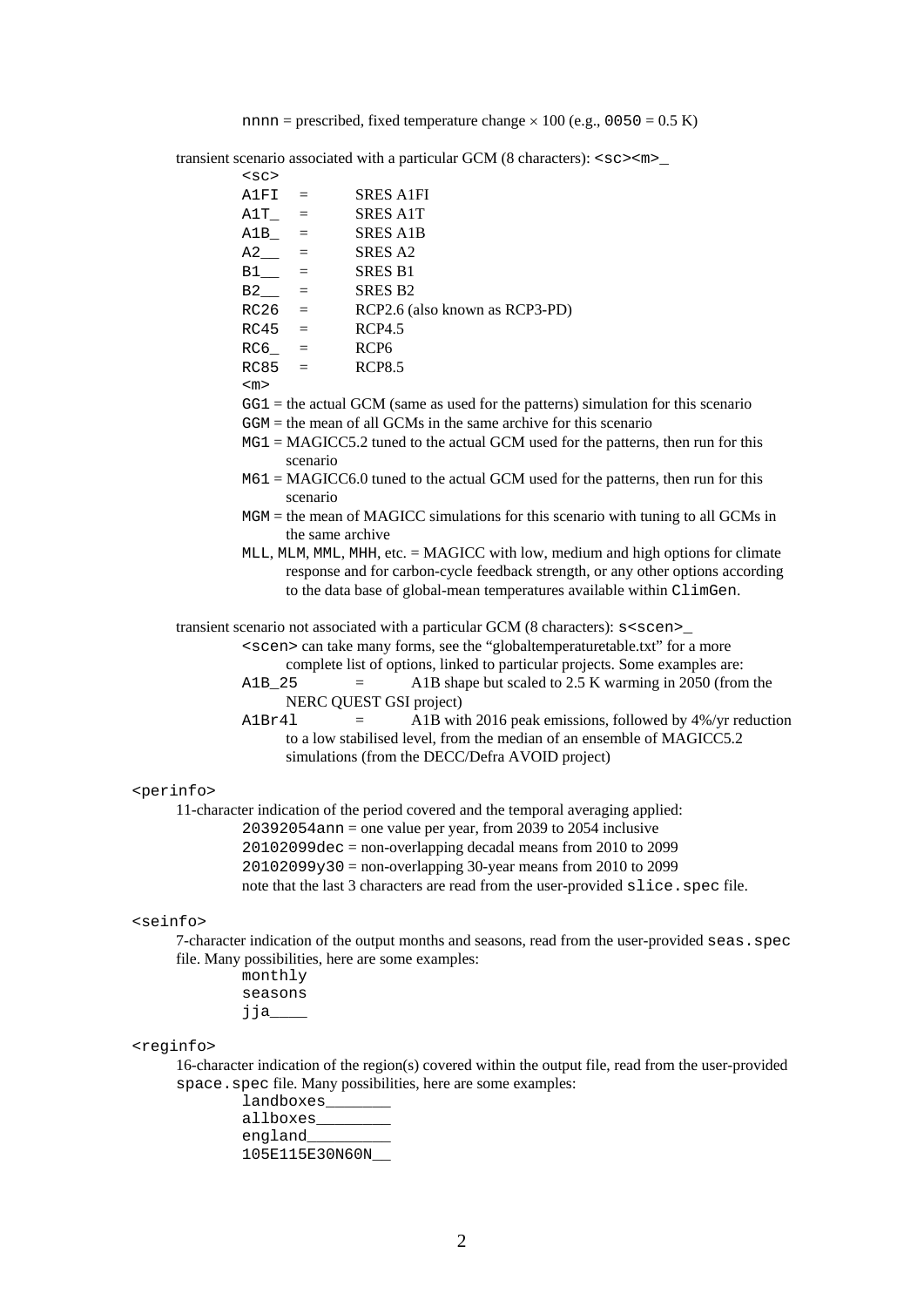`nnnn` = prescribed, fixed temperature change × 100 (e.g., `0050` = 0.5 K)

transient scenario associated with a particular GCM (8 characters): `<sc><m>_`

`<sc>`

| | | |
|---|---|---|
| `A1FI` | = | SRES A1FI |
| `A1T_` | = | SRES A1T |
| `A1B_` | = | SRES A1B |
| `A2__` | = | SRES A2 |
| `B1__` | = | SRES B1 |
| `B2__` | = | SRES B2 |
| `RC26` | = | RCP2.6 (also known as RCP3-PD) |
| `RC45` | = | RCP4.5 |
| `RC6_` | = | RCP6 |
| `RC85` | = | RCP8.5 |

`<m>`

- `GG1` = the actual GCM (same as used for the patterns) simulation for this scenario
- `GGM` = the mean of all GCMs in the same archive for this scenario
- `MG1` = MAGICC5.2 tuned to the actual GCM used for the patterns, then run for this scenario
- `M61` = MAGICC6.0 tuned to the actual GCM used for the patterns, then run for this scenario
- `MGM` = the mean of MAGICC simulations for this scenario with tuning to all GCMs in the same archive
- `MLL`, `MLM`, `MML`, `MHH`, etc. = MAGICC with low, medium and high options for climate response and for carbon-cycle feedback strength, or any other options according to the data base of global-mean temperatures available within `ClimGen`.

transient scenario not associated with a particular GCM (8 characters): `s<scen>_`

`<scen>` can take many forms, see the "globaltemperaturetable.txt" for a more complete list of options, linked to particular projects. Some examples are:

- `A1B_25` = A1B shape but scaled to 2.5 K warming in 2050 (from the NERC QUEST GSI project)
- `A1Br4l` = A1B with 2016 peak emissions, followed by 4%/yr reduction to a low stabilised level, from the median of an ensemble of MAGICC5.2 simulations (from the DECC/Defra AVOID project)

`<perinfo>`

11-character indication of the period covered and the temporal averaging applied:

- `20392054ann` = one value per year, from 2039 to 2054 inclusive
- `20102099dec` = non-overlapping decadal means from 2010 to 2099
- `20102099y30` = non-overlapping 30-year means from 2010 to 2099
- note that the last 3 characters are read from the user-provided `slice.spec` file.

`<seinfo>`

7-character indication of the output months and seasons, read from the user-provided `seas.spec` file. Many possibilities, here are some examples:

```
monthly
seasons
jja____
```

`<reginfo>`

16-character indication of the region(s) covered within the output file, read from the user-provided `space.spec` file. Many possibilities, here are some examples:

```
landboxes_______
allboxes________
england_________
105E115E30N60N__
```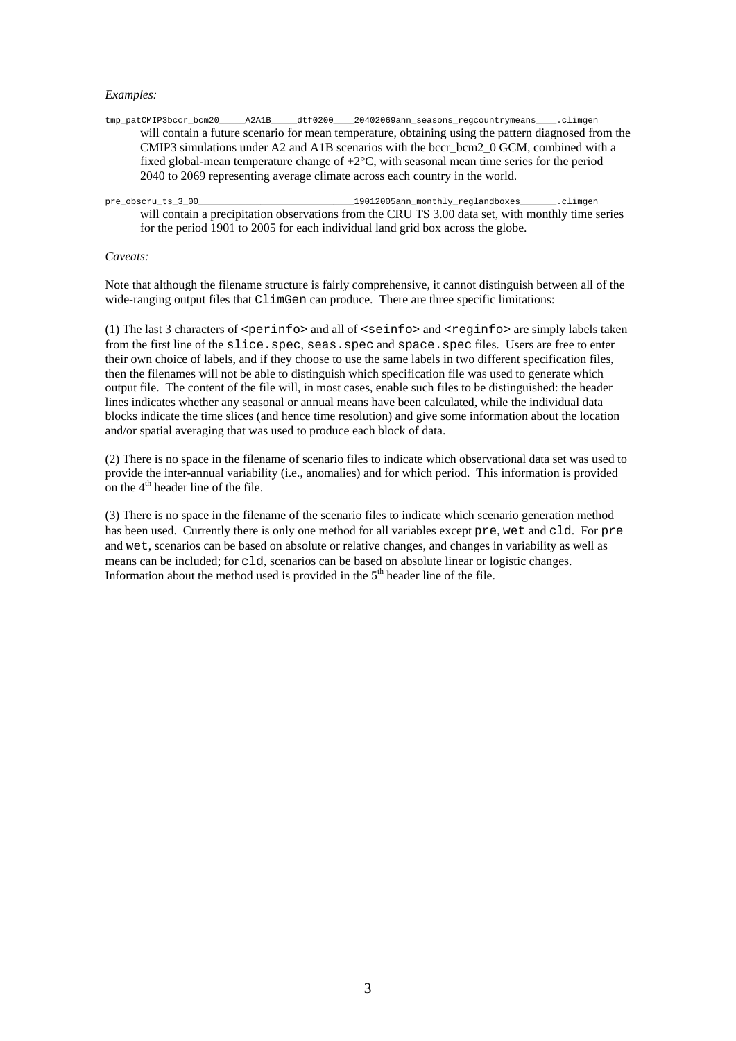*Examples:*

`tmp_patCMIP3bccr_bcm20_____A2A1B_____dtf0200____20402069ann_seasons_regcountrymeans____.climgen`

will contain a future scenario for mean temperature, obtaining using the pattern diagnosed from the CMIP3 simulations under A2 and A1B scenarios with the bccr_bcm2_0 GCM, combined with a fixed global-mean temperature change of +2°C, with seasonal mean time series for the period 2040 to 2069 representing average climate across each country in the world.

`pre_obscru_ts_3_00______________________________19012005ann_monthly_reglandboxes_______.climgen`

will contain a precipitation observations from the CRU TS 3.00 data set, with monthly time series for the period 1901 to 2005 for each individual land grid box across the globe.

*Caveats:*

Note that although the filename structure is fairly comprehensive, it cannot distinguish between all of the wide-ranging output files that `ClimGen` can produce. There are three specific limitations:

(1) The last 3 characters of `<perinfo>` and all of `<seinfo>` and `<reginfo>` are simply labels taken from the first line of the `slice.spec`, `seas.spec` and `space.spec` files. Users are free to enter their own choice of labels, and if they choose to use the same labels in two different specification files, then the filenames will not be able to distinguish which specification file was used to generate which output file. The content of the file will, in most cases, enable such files to be distinguished: the header lines indicates whether any seasonal or annual means have been calculated, while the individual data blocks indicate the time slices (and hence time resolution) and give some information about the location and/or spatial averaging that was used to produce each block of data.

(2) There is no space in the filename of scenario files to indicate which observational data set was used to provide the inter-annual variability (i.e., anomalies) and for which period. This information is provided on the 4th header line of the file.

(3) There is no space in the filename of the scenario files to indicate which scenario generation method has been used. Currently there is only one method for all variables except `pre`, `wet` and `cld`. For `pre` and `wet`, scenarios can be based on absolute or relative changes, and changes in variability as well as means can be included; for `cld`, scenarios can be based on absolute linear or logistic changes. Information about the method used is provided in the 5th header line of the file.